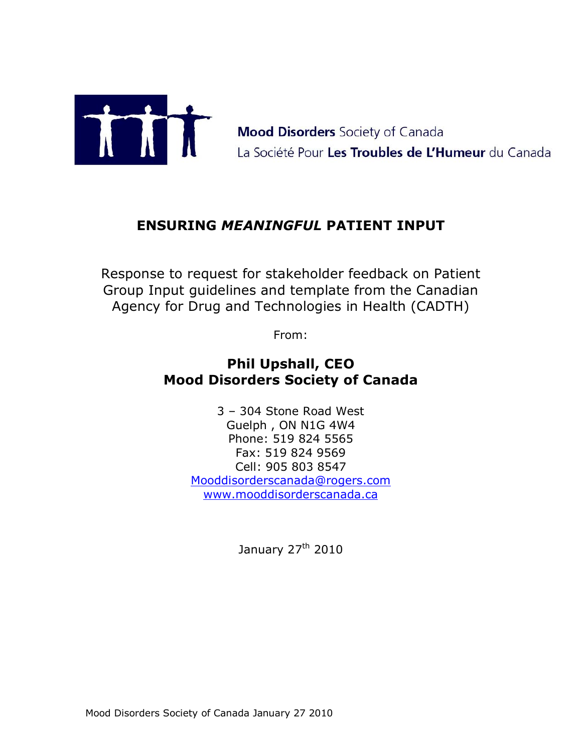**Mood Disorders** Society of Canada
La Société Pour **Les Troubles de L'Humeur** du Canada

# ENSURING *MEANINGFUL* PATIENT INPUT

Response to request for stakeholder feedback on Patient Group Input guidelines and template from the Canadian Agency for Drug and Technologies in Health (CADTH)

From:

**Phil Upshall, CEO**
**Mood Disorders Society of Canada**

3 – 304 Stone Road West
Guelph , ON N1G 4W4
Phone: 519 824 5565
Fax: 519 824 9569
Cell: 905 803 8547
Mooddisorderscanada@rogers.com
www.mooddisorderscanada.ca

January 27th 2010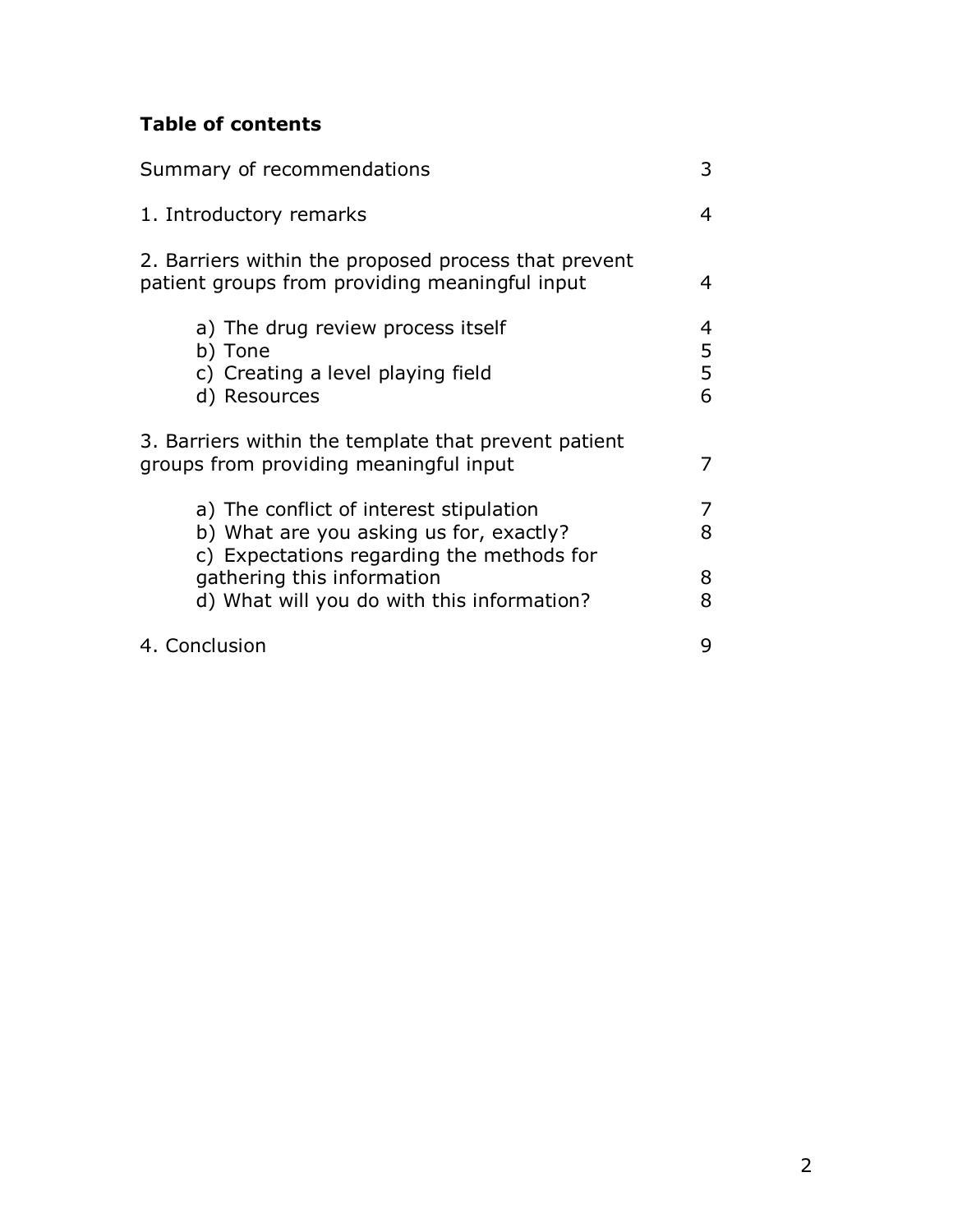**Table of contents**

| | |
|---|---|
| Summary of recommendations | 3 |
| 1. Introductory remarks | 4 |
| 2. Barriers within the proposed process that prevent patient groups from providing meaningful input | 4 |
| a) The drug review process itself | 4 |
| b) Tone | 5 |
| c) Creating a level playing field | 5 |
| d) Resources | 6 |
| 3. Barriers within the template that prevent patient groups from providing meaningful input | 7 |
| a) The conflict of interest stipulation | 7 |
| b) What are you asking us for, exactly? | 8 |
| c) Expectations regarding the methods for gathering this information | 8 |
| d) What will you do with this information? | 8 |
| 4. Conclusion | 9 |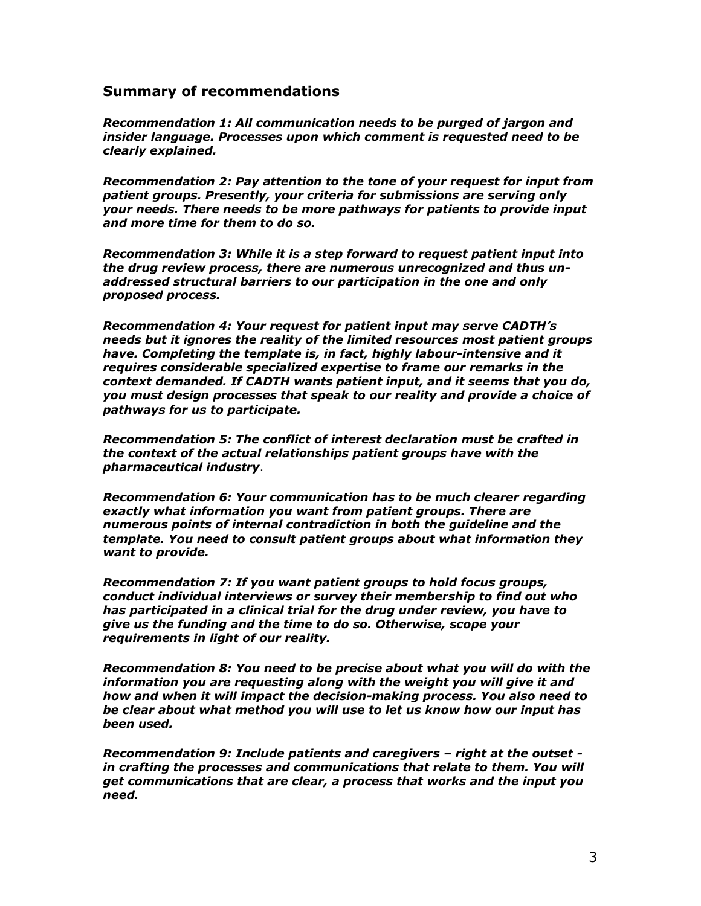## Summary of recommendations

***Recommendation 1: All communication needs to be purged of jargon and insider language. Processes upon which comment is requested need to be clearly explained.***

***Recommendation 2: Pay attention to the tone of your request for input from patient groups. Presently, your criteria for submissions are serving only your needs. There needs to be more pathways for patients to provide input and more time for them to do so.***

***Recommendation 3: While it is a step forward to request patient input into the drug review process, there are numerous unrecognized and thus un-addressed structural barriers to our participation in the one and only proposed process.***

***Recommendation 4: Your request for patient input may serve CADTH's needs but it ignores the reality of the limited resources most patient groups have. Completing the template is, in fact, highly labour-intensive and it requires considerable specialized expertise to frame our remarks in the context demanded. If CADTH wants patient input, and it seems that you do, you must design processes that speak to our reality and provide a choice of pathways for us to participate.***

***Recommendation 5: The conflict of interest declaration must be crafted in the context of the actual relationships patient groups have with the pharmaceutical industry***.

***Recommendation 6: Your communication has to be much clearer regarding exactly what information you want from patient groups. There are numerous points of internal contradiction in both the guideline and the template. You need to consult patient groups about what information they want to provide.***

***Recommendation 7: If you want patient groups to hold focus groups, conduct individual interviews or survey their membership to find out who has participated in a clinical trial for the drug under review, you have to give us the funding and the time to do so. Otherwise, scope your requirements in light of our reality.***

***Recommendation 8: You need to be precise about what you will do with the information you are requesting along with the weight you will give it and how and when it will impact the decision-making process. You also need to be clear about what method you will use to let us know how our input has been used.***

***Recommendation 9: Include patients and caregivers – right at the outset - in crafting the processes and communications that relate to them. You will get communications that are clear, a process that works and the input you need.***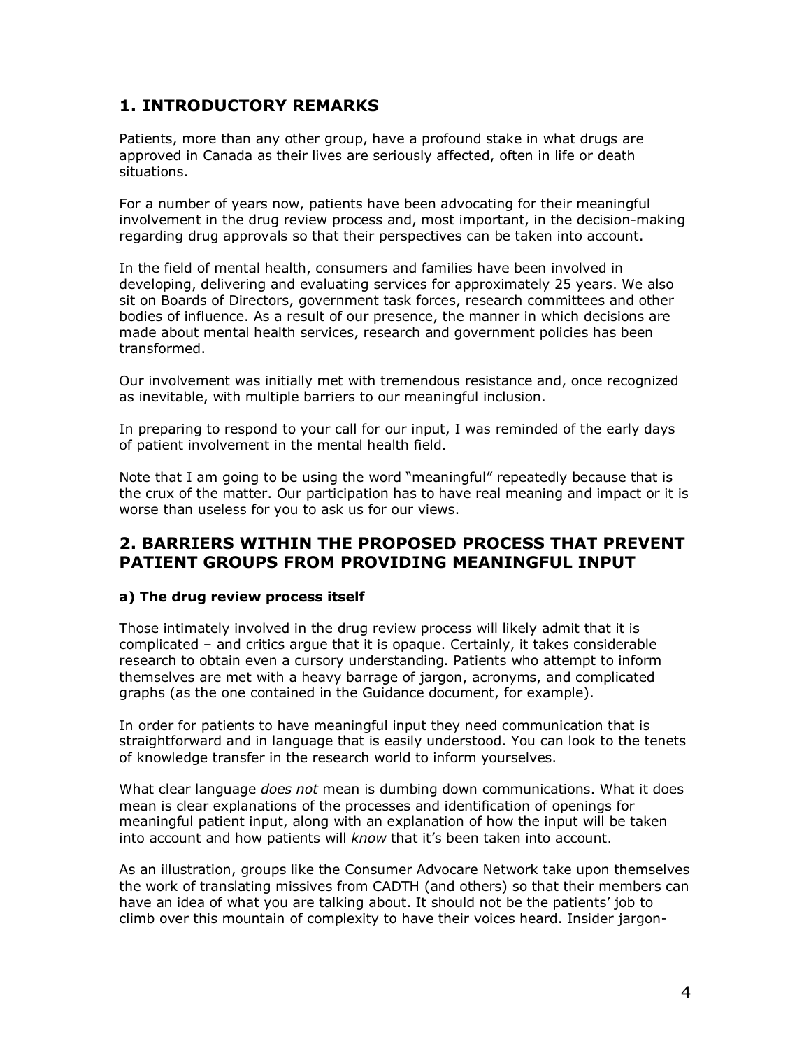## 1. INTRODUCTORY REMARKS

Patients, more than any other group, have a profound stake in what drugs are approved in Canada as their lives are seriously affected, often in life or death situations.

For a number of years now, patients have been advocating for their meaningful involvement in the drug review process and, most important, in the decision-making regarding drug approvals so that their perspectives can be taken into account.

In the field of mental health, consumers and families have been involved in developing, delivering and evaluating services for approximately 25 years. We also sit on Boards of Directors, government task forces, research committees and other bodies of influence. As a result of our presence, the manner in which decisions are made about mental health services, research and government policies has been transformed.

Our involvement was initially met with tremendous resistance and, once recognized as inevitable, with multiple barriers to our meaningful inclusion.

In preparing to respond to your call for our input, I was reminded of the early days of patient involvement in the mental health field.

Note that I am going to be using the word "meaningful" repeatedly because that is the crux of the matter. Our participation has to have real meaning and impact or it is worse than useless for you to ask us for our views.

## 2. BARRIERS WITHIN THE PROPOSED PROCESS THAT PREVENT PATIENT GROUPS FROM PROVIDING MEANINGFUL INPUT

### a) The drug review process itself

Those intimately involved in the drug review process will likely admit that it is complicated – and critics argue that it is opaque. Certainly, it takes considerable research to obtain even a cursory understanding. Patients who attempt to inform themselves are met with a heavy barrage of jargon, acronyms, and complicated graphs (as the one contained in the Guidance document, for example).

In order for patients to have meaningful input they need communication that is straightforward and in language that is easily understood. You can look to the tenets of knowledge transfer in the research world to inform yourselves.

What clear language *does not* mean is dumbing down communications. What it does mean is clear explanations of the processes and identification of openings for meaningful patient input, along with an explanation of how the input will be taken into account and how patients will *know* that it's been taken into account.

As an illustration, groups like the Consumer Advocare Network take upon themselves the work of translating missives from CADTH (and others) so that their members can have an idea of what you are talking about. It should not be the patients' job to climb over this mountain of complexity to have their voices heard. Insider jargon-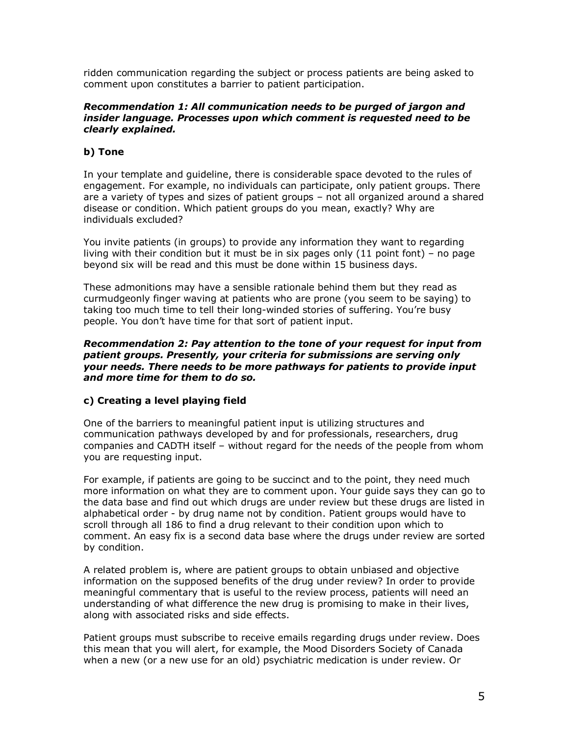ridden communication regarding the subject or process patients are being asked to comment upon constitutes a barrier to patient participation.

***Recommendation 1: All communication needs to be purged of jargon and insider language. Processes upon which comment is requested need to be clearly explained.***

### b) Tone

In your template and guideline, there is considerable space devoted to the rules of engagement. For example, no individuals can participate, only patient groups. There are a variety of types and sizes of patient groups – not all organized around a shared disease or condition. Which patient groups do you mean, exactly? Why are individuals excluded?

You invite patients (in groups) to provide any information they want to regarding living with their condition but it must be in six pages only (11 point font) – no page beyond six will be read and this must be done within 15 business days.

These admonitions may have a sensible rationale behind them but they read as curmudgeonly finger waving at patients who are prone (you seem to be saying) to taking too much time to tell their long-winded stories of suffering. You're busy people. You don't have time for that sort of patient input.

***Recommendation 2: Pay attention to the tone of your request for input from patient groups. Presently, your criteria for submissions are serving only your needs. There needs to be more pathways for patients to provide input and more time for them to do so.***

### c) Creating a level playing field

One of the barriers to meaningful patient input is utilizing structures and communication pathways developed by and for professionals, researchers, drug companies and CADTH itself – without regard for the needs of the people from whom you are requesting input.

For example, if patients are going to be succinct and to the point, they need much more information on what they are to comment upon. Your guide says they can go to the data base and find out which drugs are under review but these drugs are listed in alphabetical order - by drug name not by condition. Patient groups would have to scroll through all 186 to find a drug relevant to their condition upon which to comment. An easy fix is a second data base where the drugs under review are sorted by condition.

A related problem is, where are patient groups to obtain unbiased and objective information on the supposed benefits of the drug under review? In order to provide meaningful commentary that is useful to the review process, patients will need an understanding of what difference the new drug is promising to make in their lives, along with associated risks and side effects.

Patient groups must subscribe to receive emails regarding drugs under review. Does this mean that you will alert, for example, the Mood Disorders Society of Canada when a new (or a new use for an old) psychiatric medication is under review. Or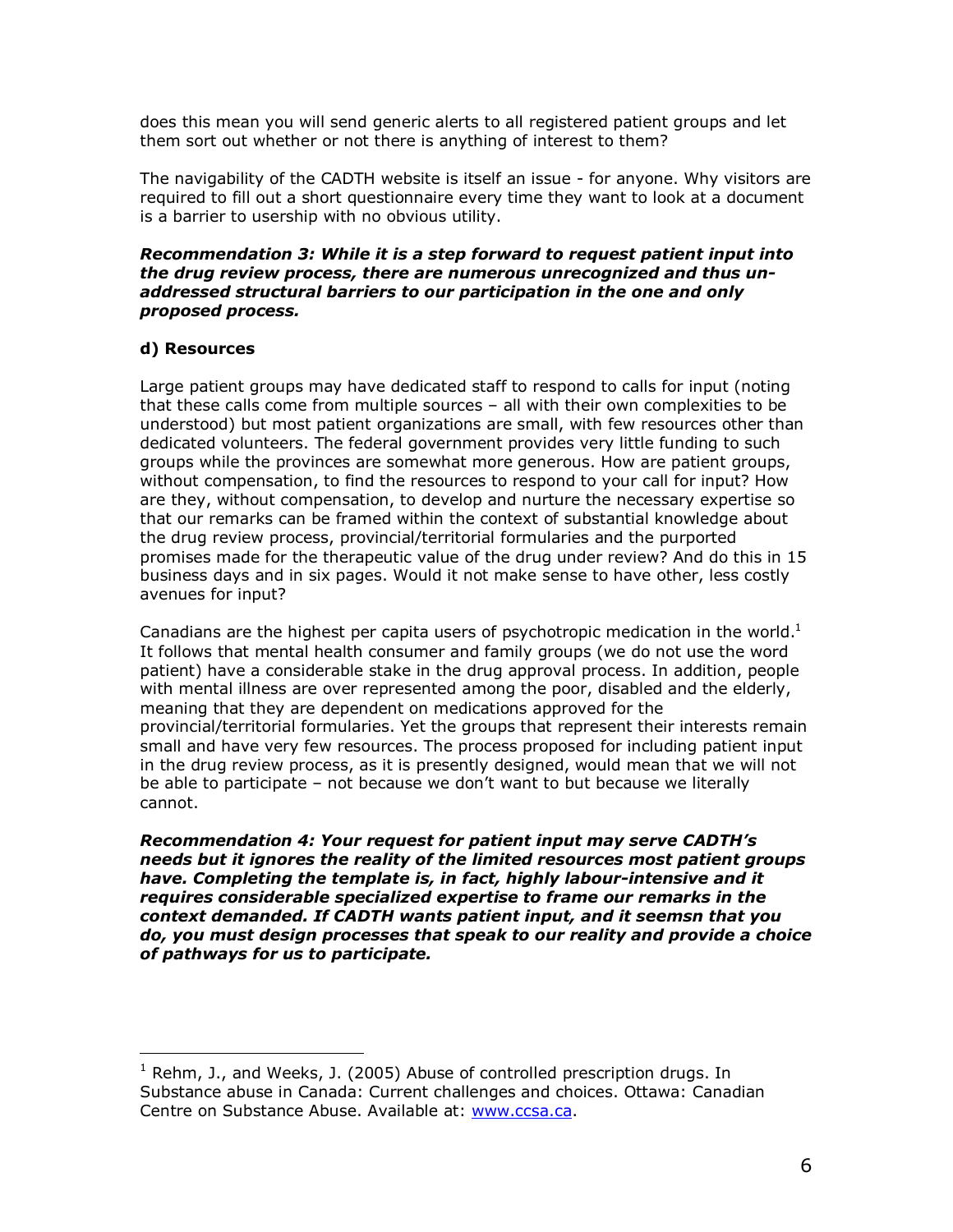does this mean you will send generic alerts to all registered patient groups and let them sort out whether or not there is anything of interest to them?

The navigability of the CADTH website is itself an issue - for anyone. Why visitors are required to fill out a short questionnaire every time they want to look at a document is a barrier to usership with no obvious utility.

***Recommendation 3: While it is a step forward to request patient input into the drug review process, there are numerous unrecognized and thus un-addressed structural barriers to our participation in the one and only proposed process.***

### d) Resources

Large patient groups may have dedicated staff to respond to calls for input (noting that these calls come from multiple sources – all with their own complexities to be understood) but most patient organizations are small, with few resources other than dedicated volunteers. The federal government provides very little funding to such groups while the provinces are somewhat more generous. How are patient groups, without compensation, to find the resources to respond to your call for input? How are they, without compensation, to develop and nurture the necessary expertise so that our remarks can be framed within the context of substantial knowledge about the drug review process, provincial/territorial formularies and the purported promises made for the therapeutic value of the drug under review? And do this in 15 business days and in six pages. Would it not make sense to have other, less costly avenues for input?

Canadians are the highest per capita users of psychotropic medication in the world.[1] It follows that mental health consumer and family groups (we do not use the word patient) have a considerable stake in the drug approval process. In addition, people with mental illness are over represented among the poor, disabled and the elderly, meaning that they are dependent on medications approved for the provincial/territorial formularies. Yet the groups that represent their interests remain small and have very few resources. The process proposed for including patient input in the drug review process, as it is presently designed, would mean that we will not be able to participate – not because we don't want to but because we literally cannot.

***Recommendation 4: Your request for patient input may serve CADTH's needs but it ignores the reality of the limited resources most patient groups have. Completing the template is, in fact, highly labour-intensive and it requires considerable specialized expertise to frame our remarks in the context demanded. If CADTH wants patient input, and it seemsn that you do, you must design processes that speak to our reality and provide a choice of pathways for us to participate.***

---

[1] Rehm, J., and Weeks, J. (2005) Abuse of controlled prescription drugs. In Substance abuse in Canada: Current challenges and choices. Ottawa: Canadian Centre on Substance Abuse. Available at: www.ccsa.ca.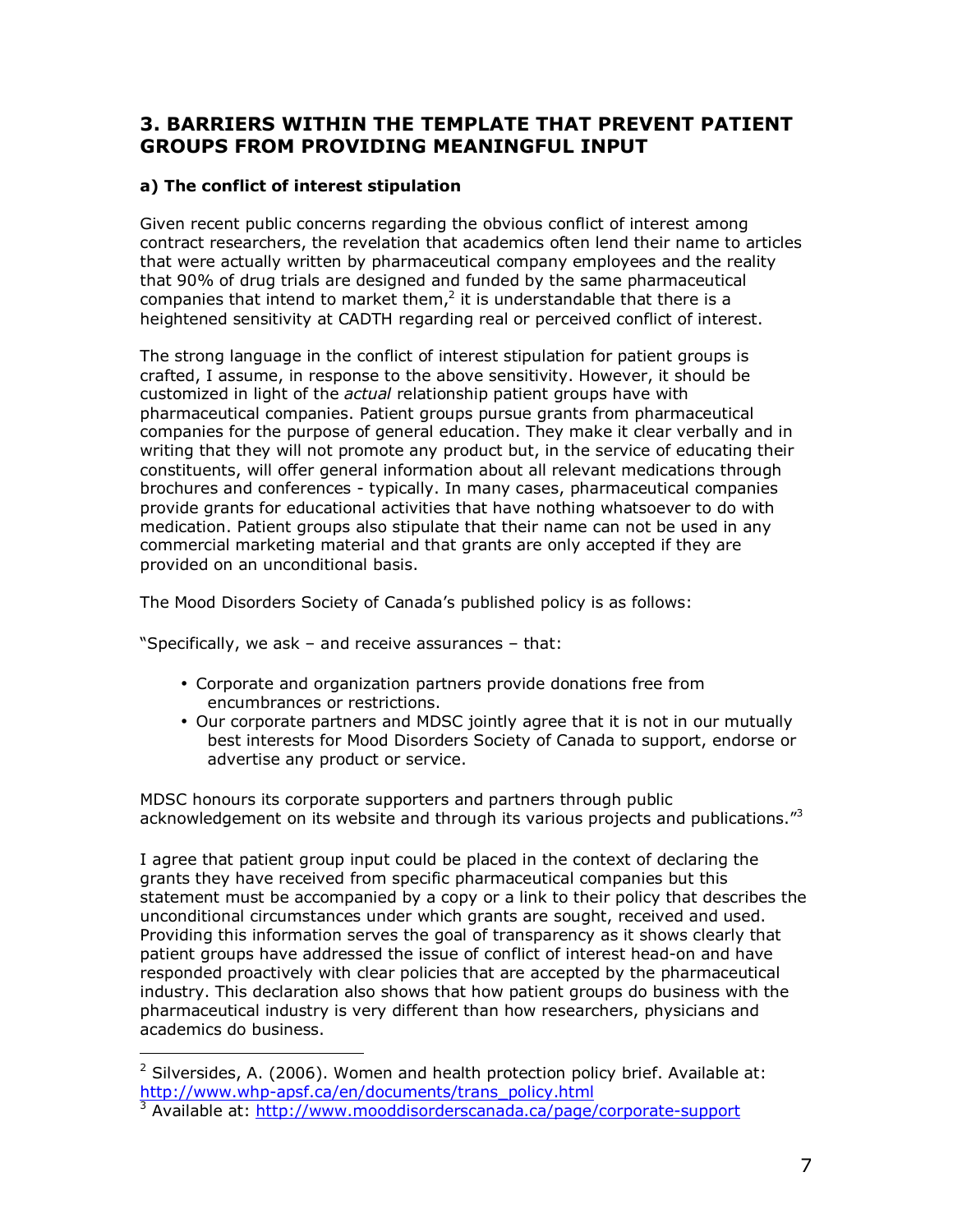## 3. BARRIERS WITHIN THE TEMPLATE THAT PREVENT PATIENT GROUPS FROM PROVIDING MEANINGFUL INPUT

### a) The conflict of interest stipulation

Given recent public concerns regarding the obvious conflict of interest among contract researchers, the revelation that academics often lend their name to articles that were actually written by pharmaceutical company employees and the reality that 90% of drug trials are designed and funded by the same pharmaceutical companies that intend to market them,[2] it is understandable that there is a heightened sensitivity at CADTH regarding real or perceived conflict of interest.

The strong language in the conflict of interest stipulation for patient groups is crafted, I assume, in response to the above sensitivity. However, it should be customized in light of the *actual* relationship patient groups have with pharmaceutical companies. Patient groups pursue grants from pharmaceutical companies for the purpose of general education. They make it clear verbally and in writing that they will not promote any product but, in the service of educating their constituents, will offer general information about all relevant medications through brochures and conferences - typically. In many cases, pharmaceutical companies provide grants for educational activities that have nothing whatsoever to do with medication. Patient groups also stipulate that their name can not be used in any commercial marketing material and that grants are only accepted if they are provided on an unconditional basis.

The Mood Disorders Society of Canada's published policy is as follows:

"Specifically, we ask – and receive assurances – that:

- Corporate and organization partners provide donations free from encumbrances or restrictions.
- Our corporate partners and MDSC jointly agree that it is not in our mutually best interests for Mood Disorders Society of Canada to support, endorse or advertise any product or service.

MDSC honours its corporate supporters and partners through public acknowledgement on its website and through its various projects and publications."[3]

I agree that patient group input could be placed in the context of declaring the grants they have received from specific pharmaceutical companies but this statement must be accompanied by a copy or a link to their policy that describes the unconditional circumstances under which grants are sought, received and used. Providing this information serves the goal of transparency as it shows clearly that patient groups have addressed the issue of conflict of interest head-on and have responded proactively with clear policies that are accepted by the pharmaceutical industry. This declaration also shows that how patient groups do business with the pharmaceutical industry is very different than how researchers, physicians and academics do business.

---

[2] Silversides, A. (2006). Women and health protection policy brief. Available at: http://www.whp-apsf.ca/en/documents/trans_policy.html

[3] Available at: http://www.mooddisorderscanada.ca/page/corporate-support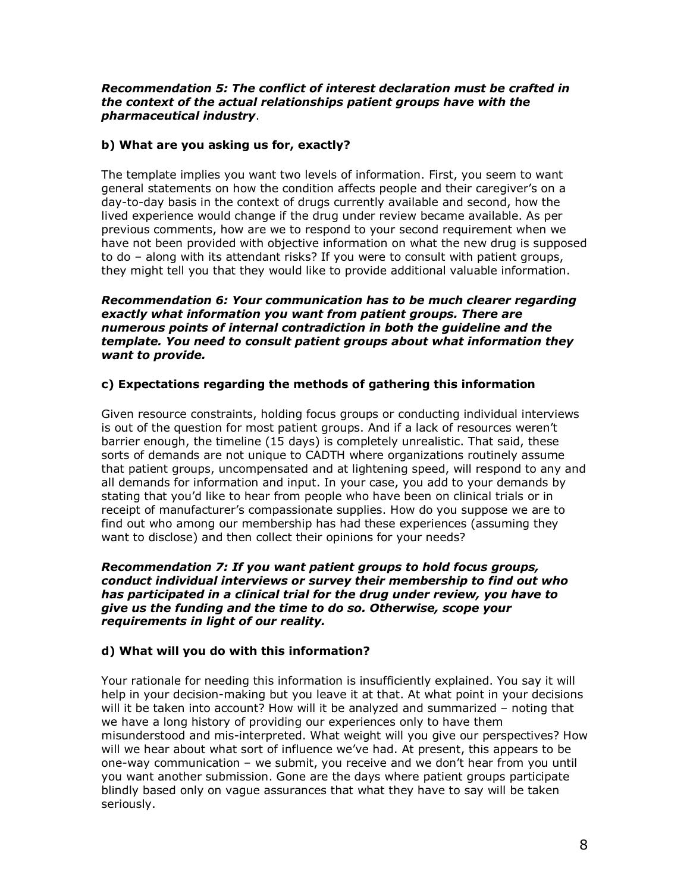***Recommendation 5: The conflict of interest declaration must be crafted in the context of the actual relationships patient groups have with the pharmaceutical industry***.

**b) What are you asking us for, exactly?**

The template implies you want two levels of information. First, you seem to want general statements on how the condition affects people and their caregiver's on a day-to-day basis in the context of drugs currently available and second, how the lived experience would change if the drug under review became available. As per previous comments, how are we to respond to your second requirement when we have not been provided with objective information on what the new drug is supposed to do – along with its attendant risks? If you were to consult with patient groups, they might tell you that they would like to provide additional valuable information.

***Recommendation 6: Your communication has to be much clearer regarding exactly what information you want from patient groups. There are numerous points of internal contradiction in both the guideline and the template. You need to consult patient groups about what information they want to provide.***

**c) Expectations regarding the methods of gathering this information**

Given resource constraints, holding focus groups or conducting individual interviews is out of the question for most patient groups. And if a lack of resources weren't barrier enough, the timeline (15 days) is completely unrealistic. That said, these sorts of demands are not unique to CADTH where organizations routinely assume that patient groups, uncompensated and at lightening speed, will respond to any and all demands for information and input. In your case, you add to your demands by stating that you'd like to hear from people who have been on clinical trials or in receipt of manufacturer's compassionate supplies. How do you suppose we are to find out who among our membership has had these experiences (assuming they want to disclose) and then collect their opinions for your needs?

***Recommendation 7: If you want patient groups to hold focus groups, conduct individual interviews or survey their membership to find out who has participated in a clinical trial for the drug under review, you have to give us the funding and the time to do so. Otherwise, scope your requirements in light of our reality.***

**d) What will you do with this information?**

Your rationale for needing this information is insufficiently explained. You say it will help in your decision-making but you leave it at that. At what point in your decisions will it be taken into account? How will it be analyzed and summarized – noting that we have a long history of providing our experiences only to have them misunderstood and mis-interpreted. What weight will you give our perspectives? How will we hear about what sort of influence we've had. At present, this appears to be one-way communication – we submit, you receive and we don't hear from you until you want another submission. Gone are the days where patient groups participate blindly based only on vague assurances that what they have to say will be taken seriously.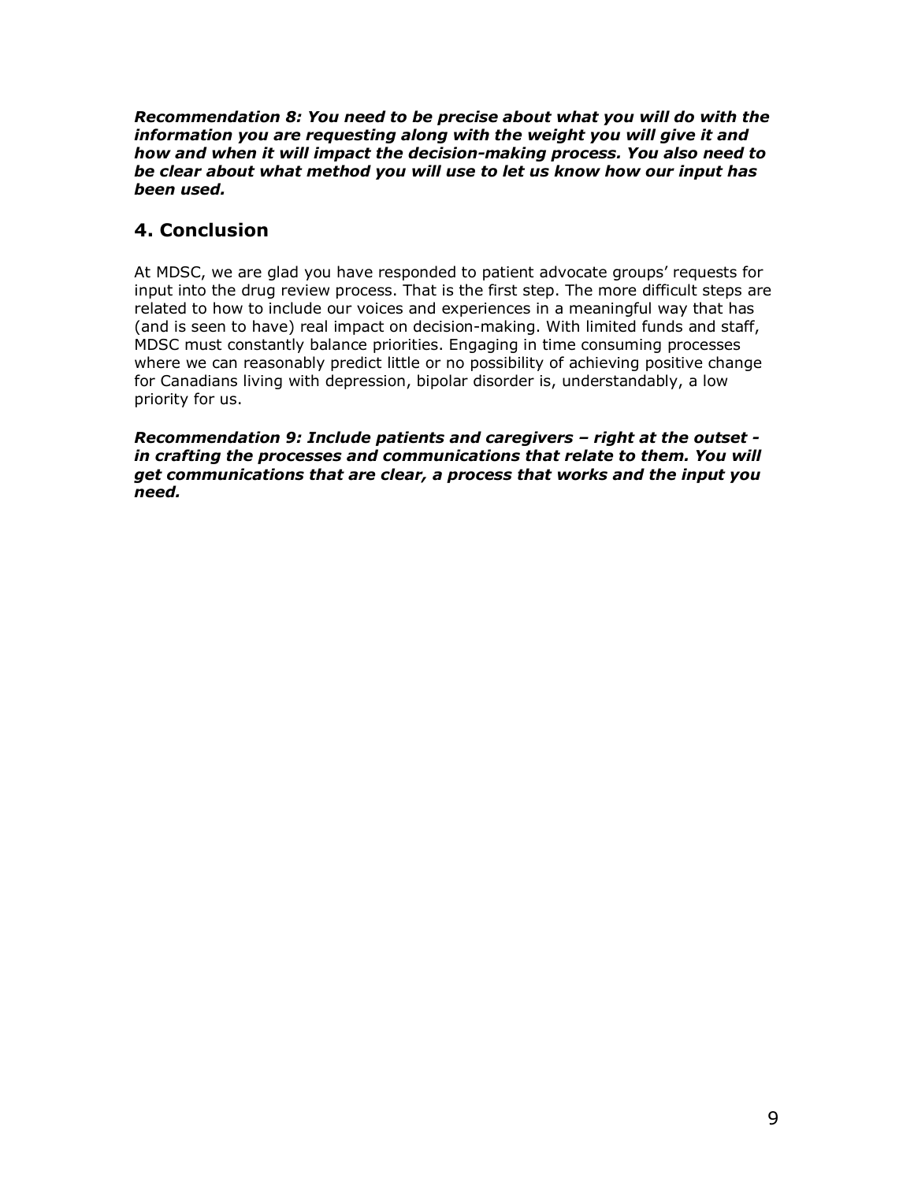***Recommendation 8: You need to be precise about what you will do with the information you are requesting along with the weight you will give it and how and when it will impact the decision-making process. You also need to be clear about what method you will use to let us know how our input has been used.***

## 4. Conclusion

At MDSC, we are glad you have responded to patient advocate groups' requests for input into the drug review process. That is the first step. The more difficult steps are related to how to include our voices and experiences in a meaningful way that has (and is seen to have) real impact on decision-making. With limited funds and staff, MDSC must constantly balance priorities. Engaging in time consuming processes where we can reasonably predict little or no possibility of achieving positive change for Canadians living with depression, bipolar disorder is, understandably, a low priority for us.

***Recommendation 9: Include patients and caregivers – right at the outset - in crafting the processes and communications that relate to them. You will get communications that are clear, a process that works and the input you need.***